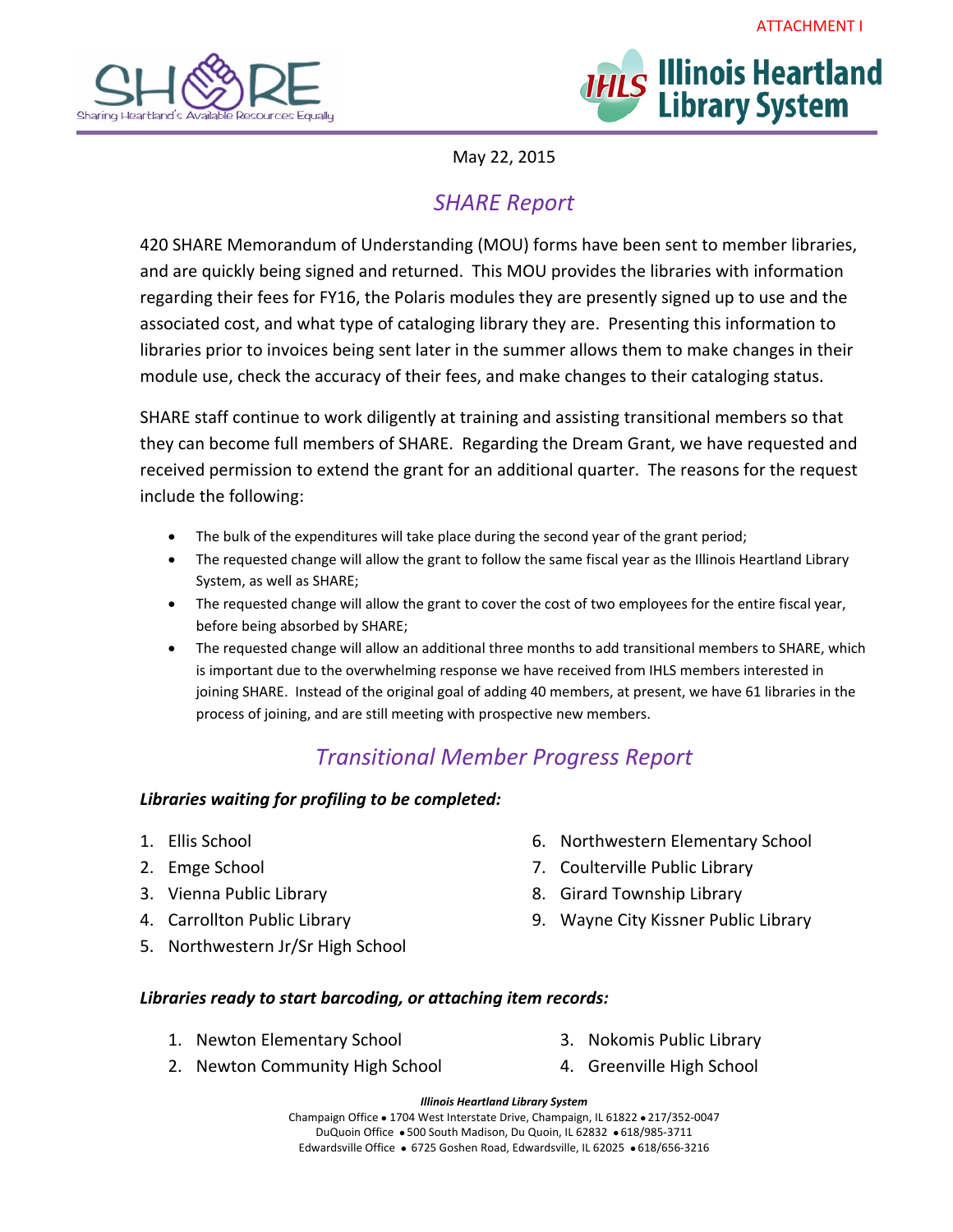ATTACHMENT I

May 22, 2015

## SHARE Report

420 SHARE Memorandum of Understanding (MOU) forms have been sent to member libraries, and are quickly being signed and returned. This MOU provides the libraries with information regarding their fees for FY16, the Polaris modules they are presently signed up to use and the associated cost, and what type of cataloging library they are. Presenting this information to libraries prior to invoices being sent later in the summer allows them to make changes in their module use, check the accuracy of their fees, and make changes to their cataloging status.

SHARE staff continue to work diligently at training and assisting transitional members so that they can become full members of SHARE. Regarding the Dream Grant, we have requested and received permission to extend the grant for an additional quarter. The reasons for the request include the following:

- The bulk of the expenditures will take place during the second year of the grant period;
- The requested change will allow the grant to follow the same fiscal year as the Illinois Heartland Library System, as well as SHARE;
- The requested change will allow the grant to cover the cost of two employees for the entire fiscal year, before being absorbed by SHARE;
- The requested change will allow an additional three months to add transitional members to SHARE, which is important due to the overwhelming response we have received from IHLS members interested in joining SHARE. Instead of the original goal of adding 40 members, at present, we have 61 libraries in the process of joining, and are still meeting with prospective new members.

## Transitional Member Progress Report

***Libraries waiting for profiling to be completed:***

1. Ellis School
2. Emge School
3. Vienna Public Library
4. Carrollton Public Library
5. Northwestern Jr/Sr High School
6. Northwestern Elementary School
7. Coulterville Public Library
8. Girard Township Library
9. Wayne City Kissner Public Library

***Libraries ready to start barcoding, or attaching item records:***

1. Newton Elementary School
2. Newton Community High School
3. Nokomis Public Library
4. Greenville High School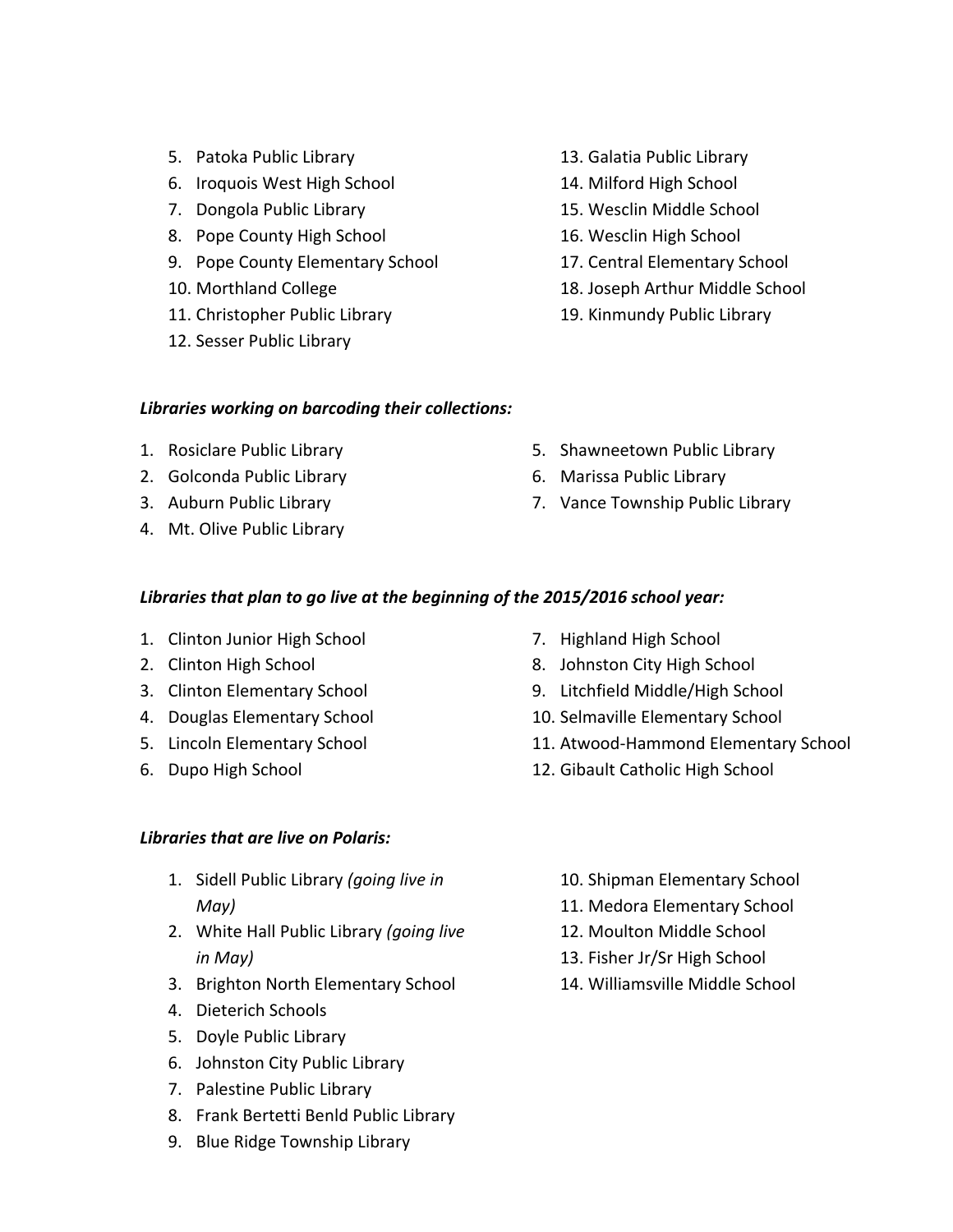5. Patoka Public Library
6. Iroquois West High School
7. Dongola Public Library
8. Pope County High School
9. Pope County Elementary School
10. Morthland College
11. Christopher Public Library
12. Sesser Public Library
13. Galatia Public Library
14. Milford High School
15. Wesclin Middle School
16. Wesclin High School
17. Central Elementary School
18. Joseph Arthur Middle School
19. Kinmundy Public Library

***Libraries working on barcoding their collections:***

1. Rosiclare Public Library
2. Golconda Public Library
3. Auburn Public Library
4. Mt. Olive Public Library
5. Shawneetown Public Library
6. Marissa Public Library
7. Vance Township Public Library

***Libraries that plan to go live at the beginning of the 2015/2016 school year:***

1. Clinton Junior High School
2. Clinton High School
3. Clinton Elementary School
4. Douglas Elementary School
5. Lincoln Elementary School
6. Dupo High School
7. Highland High School
8. Johnston City High School
9. Litchfield Middle/High School
10. Selmaville Elementary School
11. Atwood-Hammond Elementary School
12. Gibault Catholic High School

***Libraries that are live on Polaris:***

1. Sidell Public Library *(going live in May)*
2. White Hall Public Library *(going live in May)*
3. Brighton North Elementary School
4. Dieterich Schools
5. Doyle Public Library
6. Johnston City Public Library
7. Palestine Public Library
8. Frank Bertetti Benld Public Library
9. Blue Ridge Township Library
10. Shipman Elementary School
11. Medora Elementary School
12. Moulton Middle School
13. Fisher Jr/Sr High School
14. Williamsville Middle School